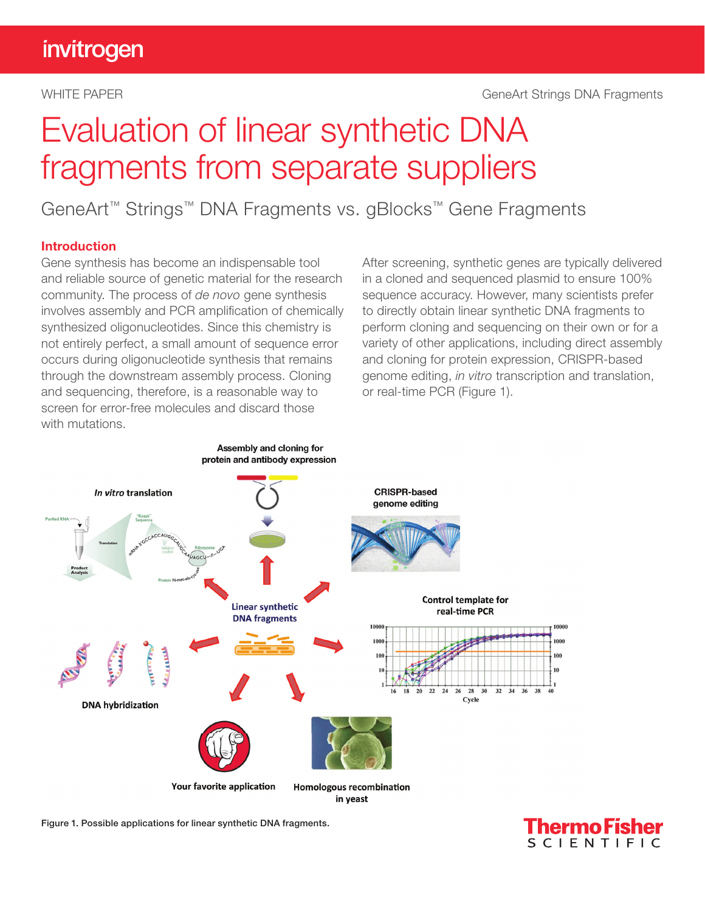WHITE PAPER GeneArt Strings DNA Fragments

# Evaluation of linear synthetic DNA fragments from separate suppliers

## GeneArt™ Strings™ DNA Fragments vs. gBlocks™ Gene Fragments

### Introduction

Gene synthesis has become an indispensable tool and reliable source of genetic material for the research community. The process of *de novo* gene synthesis involves assembly and PCR amplification of chemically synthesized oligonucleotides. Since this chemistry is not entirely perfect, a small amount of sequence error occurs during oligonucleotide synthesis that remains through the downstream assembly process. Cloning and sequencing, therefore, is a reasonable way to screen for error-free molecules and discard those with mutations.

After screening, synthetic genes are typically delivered in a cloned and sequenced plasmid to ensure 100% sequence accuracy. However, many scientists prefer to directly obtain linear synthetic DNA fragments to perform cloning and sequencing on their own or for a variety of other applications, including direct assembly and cloning for protein expression, CRISPR-based genome editing, *in vitro* transcription and translation, or real-time PCR (Figure 1).

Figure 1. Possible applications for linear synthetic DNA fragments.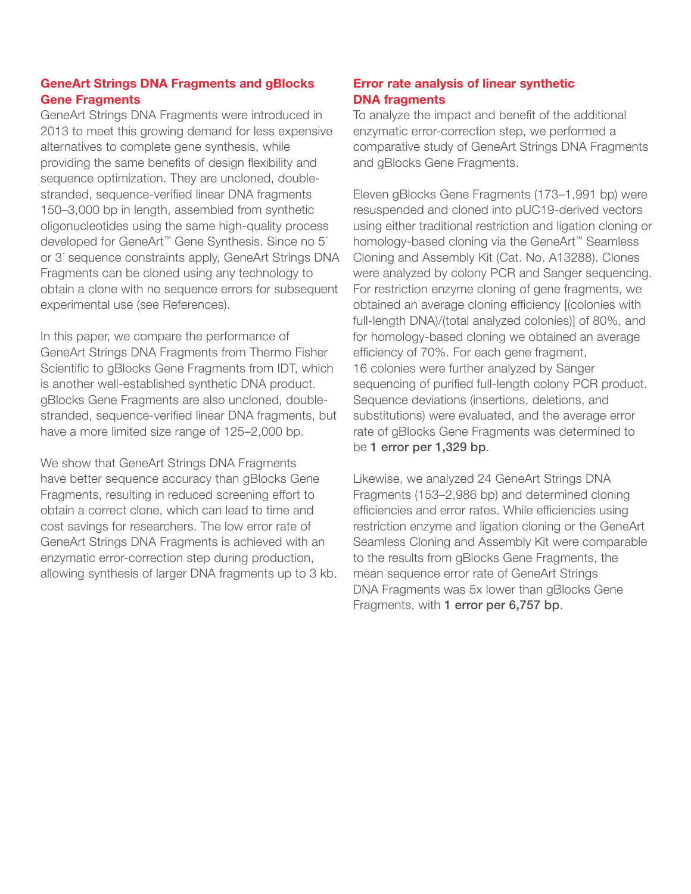## GeneArt Strings DNA Fragments and gBlocks Gene Fragments

GeneArt Strings DNA Fragments were introduced in 2013 to meet this growing demand for less expensive alternatives to complete gene synthesis, while providing the same benefits of design flexibility and sequence optimization. They are uncloned, double-stranded, sequence-verified linear DNA fragments 150–3,000 bp in length, assembled from synthetic oligonucleotides using the same high-quality process developed for GeneArt™ Gene Synthesis. Since no 5´ or 3´ sequence constraints apply, GeneArt Strings DNA Fragments can be cloned using any technology to obtain a clone with no sequence errors for subsequent experimental use (see References).

In this paper, we compare the performance of GeneArt Strings DNA Fragments from Thermo Fisher Scientific to gBlocks Gene Fragments from IDT, which is another well-established synthetic DNA product. gBlocks Gene Fragments are also uncloned, double-stranded, sequence-verified linear DNA fragments, but have a more limited size range of 125–2,000 bp.

We show that GeneArt Strings DNA Fragments have better sequence accuracy than gBlocks Gene Fragments, resulting in reduced screening effort to obtain a correct clone, which can lead to time and cost savings for researchers. The low error rate of GeneArt Strings DNA Fragments is achieved with an enzymatic error-correction step during production, allowing synthesis of larger DNA fragments up to 3 kb.

## Error rate analysis of linear synthetic DNA fragments

To analyze the impact and benefit of the additional enzymatic error-correction step, we performed a comparative study of GeneArt Strings DNA Fragments and gBlocks Gene Fragments.

Eleven gBlocks Gene Fragments (173–1,991 bp) were resuspended and cloned into pUC19-derived vectors using either traditional restriction and ligation cloning or homology-based cloning via the GeneArt™ Seamless Cloning and Assembly Kit (Cat. No. A13288). Clones were analyzed by colony PCR and Sanger sequencing. For restriction enzyme cloning of gene fragments, we obtained an average cloning efficiency [(colonies with full-length DNA)/(total analyzed colonies)] of 80%, and for homology-based cloning we obtained an average efficiency of 70%. For each gene fragment, 16 colonies were further analyzed by Sanger sequencing of purified full-length colony PCR product. Sequence deviations (insertions, deletions, and substitutions) were evaluated, and the average error rate of gBlocks Gene Fragments was determined to be **1 error per 1,329 bp**.

Likewise, we analyzed 24 GeneArt Strings DNA Fragments (153–2,986 bp) and determined cloning efficiencies and error rates. While efficiencies using restriction enzyme and ligation cloning or the GeneArt Seamless Cloning and Assembly Kit were comparable to the results from gBlocks Gene Fragments, the mean sequence error rate of GeneArt Strings DNA Fragments was 5x lower than gBlocks Gene Fragments, with **1 error per 6,757 bp**.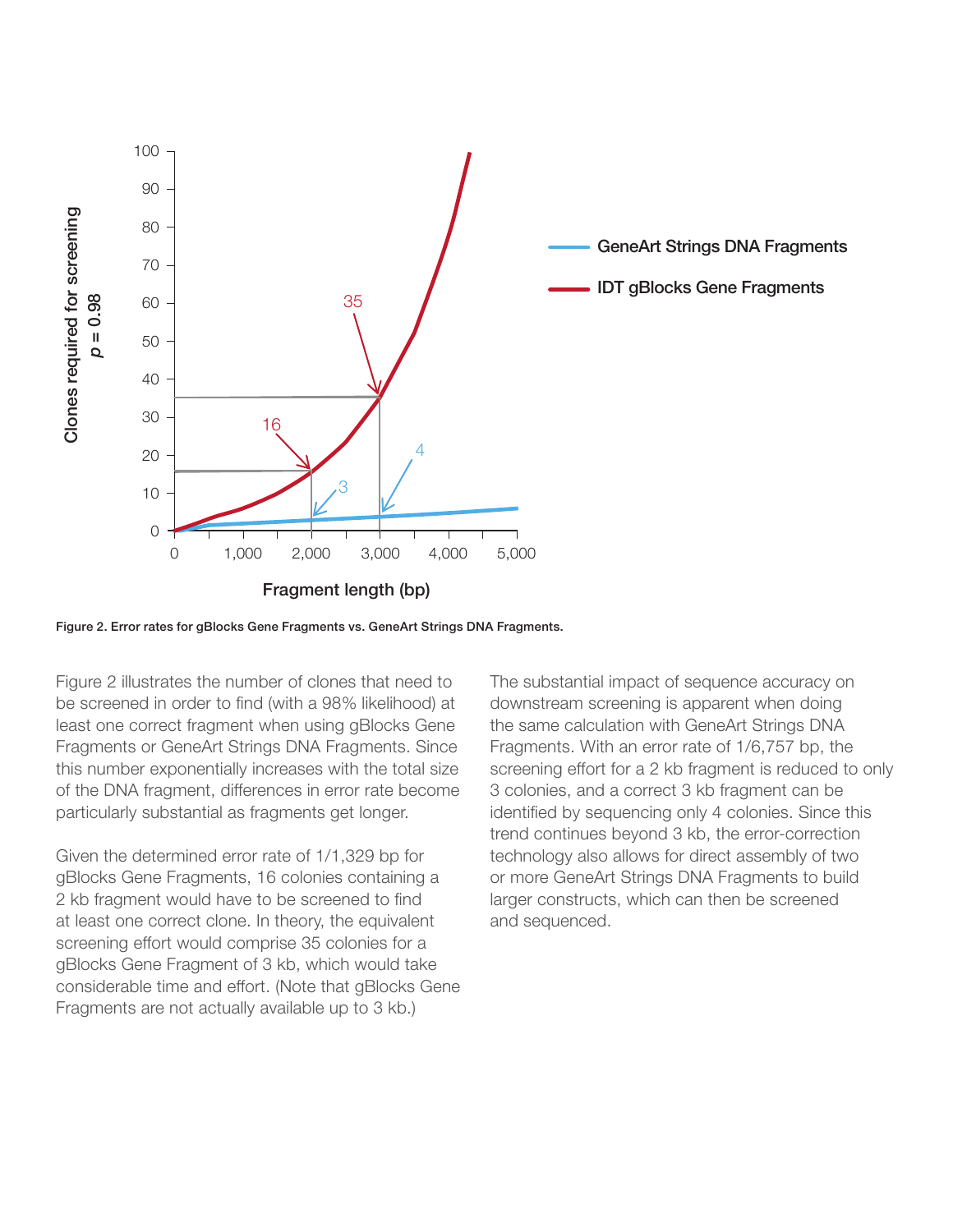Figure 2. Error rates for gBlocks Gene Fragments vs. GeneArt Strings DNA Fragments.

Figure 2 illustrates the number of clones that need to be screened in order to find (with a 98% likelihood) at least one correct fragment when using gBlocks Gene Fragments or GeneArt Strings DNA Fragments. Since this number exponentially increases with the total size of the DNA fragment, differences in error rate become particularly substantial as fragments get longer.

Given the determined error rate of 1/1,329 bp for gBlocks Gene Fragments, 16 colonies containing a 2 kb fragment would have to be screened to find at least one correct clone. In theory, the equivalent screening effort would comprise 35 colonies for a gBlocks Gene Fragment of 3 kb, which would take considerable time and effort. (Note that gBlocks Gene Fragments are not actually available up to 3 kb.)

The substantial impact of sequence accuracy on downstream screening is apparent when doing the same calculation with GeneArt Strings DNA Fragments. With an error rate of 1/6,757 bp, the screening effort for a 2 kb fragment is reduced to only 3 colonies, and a correct 3 kb fragment can be identified by sequencing only 4 colonies. Since this trend continues beyond 3 kb, the error-correction technology also allows for direct assembly of two or more GeneArt Strings DNA Fragments to build larger constructs, which can then be screened and sequenced.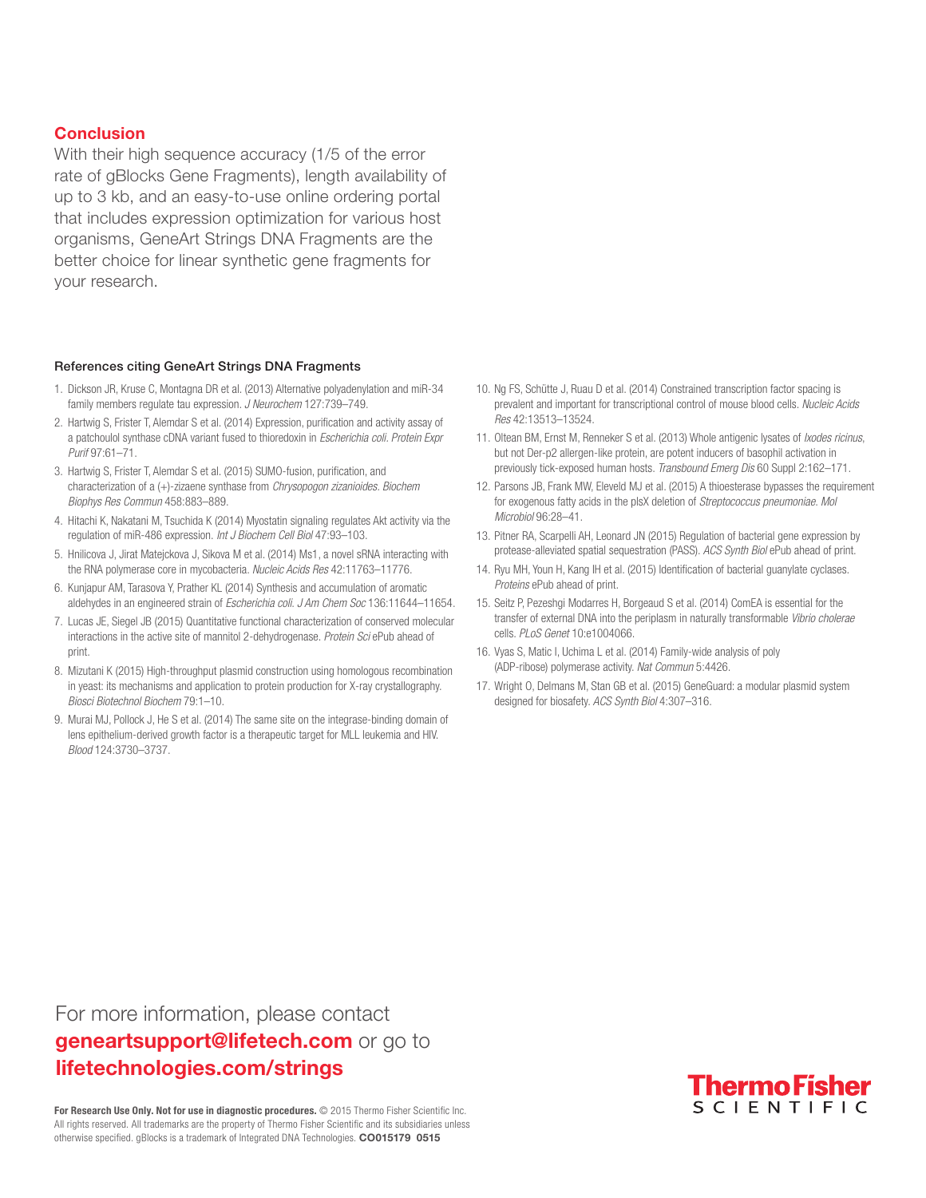## Conclusion

With their high sequence accuracy (1/5 of the error rate of gBlocks Gene Fragments), length availability of up to 3 kb, and an easy-to-use online ordering portal that includes expression optimization for various host organisms, GeneArt Strings DNA Fragments are the better choice for linear synthetic gene fragments for your research.

### References citing GeneArt Strings DNA Fragments

1. Dickson JR, Kruse C, Montagna DR et al. (2013) Alternative polyadenylation and miR-34 family members regulate tau expression. *J Neurochem* 127:739–749.
2. Hartwig S, Frister T, Alemdar S et al. (2014) Expression, purification and activity assay of a patchoulol synthase cDNA variant fused to thioredoxin in *Escherichia coli. Protein Expr Purif* 97:61–71.
3. Hartwig S, Frister T, Alemdar S et al. (2015) SUMO-fusion, purification, and characterization of a (+)-zizaene synthase from *Chrysopogon zizanioides. Biochem Biophys Res Commun* 458:883–889.
4. Hitachi K, Nakatani M, Tsuchida K (2014) Myostatin signaling regulates Akt activity via the regulation of miR-486 expression. *Int J Biochem Cell Biol* 47:93–103.
5. Hnilicova J, Jirat Matejckova J, Sikova M et al. (2014) Ms1, a novel sRNA interacting with the RNA polymerase core in mycobacteria. *Nucleic Acids Res* 42:11763–11776.
6. Kunjapur AM, Tarasova Y, Prather KL (2014) Synthesis and accumulation of aromatic aldehydes in an engineered strain of *Escherichia coli. J Am Chem Soc* 136:11644–11654.
7. Lucas JE, Siegel JB (2015) Quantitative functional characterization of conserved molecular interactions in the active site of mannitol 2-dehydrogenase. *Protein Sci* ePub ahead of print.
8. Mizutani K (2015) High-throughput plasmid construction using homologous recombination in yeast: its mechanisms and application to protein production for X-ray crystallography. *Biosci Biotechnol Biochem* 79:1–10.
9. Murai MJ, Pollock J, He S et al. (2014) The same site on the integrase-binding domain of lens epithelium-derived growth factor is a therapeutic target for MLL leukemia and HIV. *Blood* 124:3730–3737.
10. Ng FS, Schütte J, Ruau D et al. (2014) Constrained transcription factor spacing is prevalent and important for transcriptional control of mouse blood cells. *Nucleic Acids Res* 42:13513–13524.
11. Oltean BM, Ernst M, Renneker S et al. (2013) Whole antigenic lysates of *Ixodes ricinus*, but not Der-p2 allergen-like protein, are potent inducers of basophil activation in previously tick-exposed human hosts. *Transbound Emerg Dis* 60 Suppl 2:162–171.
12. Parsons JB, Frank MW, Eleveld MJ et al. (2015) A thioesterase bypasses the requirement for exogenous fatty acids in the plsX deletion of *Streptococcus pneumoniae. Mol Microbiol* 96:28–41.
13. Pitner RA, Scarpelli AH, Leonard JN (2015) Regulation of bacterial gene expression by protease-alleviated spatial sequestration (PASS). *ACS Synth Biol* ePub ahead of print.
14. Ryu MH, Youn H, Kang IH et al. (2015) Identification of bacterial guanylate cyclases. *Proteins* ePub ahead of print.
15. Seitz P, Pezeshgi Modarres H, Borgeaud S et al. (2014) ComEA is essential for the transfer of external DNA into the periplasm in naturally transformable *Vibrio cholerae* cells. *PLoS Genet* 10:e1004066.
16. Vyas S, Matic I, Uchima L et al. (2014) Family-wide analysis of poly (ADP-ribose) polymerase activity. *Nat Commun* 5:4426.
17. Wright O, Delmans M, Stan GB et al. (2015) GeneGuard: a modular plasmid system designed for biosafety. *ACS Synth Biol* 4:307–316.

For more information, please contact **geneartsupport@lifetech.com** or go to **lifetechnologies.com/strings**

Thermo Fisher SCIENTIFIC

**For Research Use Only. Not for use in diagnostic procedures.** © 2015 Thermo Fisher Scientific Inc. All rights reserved. All trademarks are the property of Thermo Fisher Scientific and its subsidiaries unless otherwise specified. gBlocks is a trademark of Integrated DNA Technologies. **CO015179 0515**